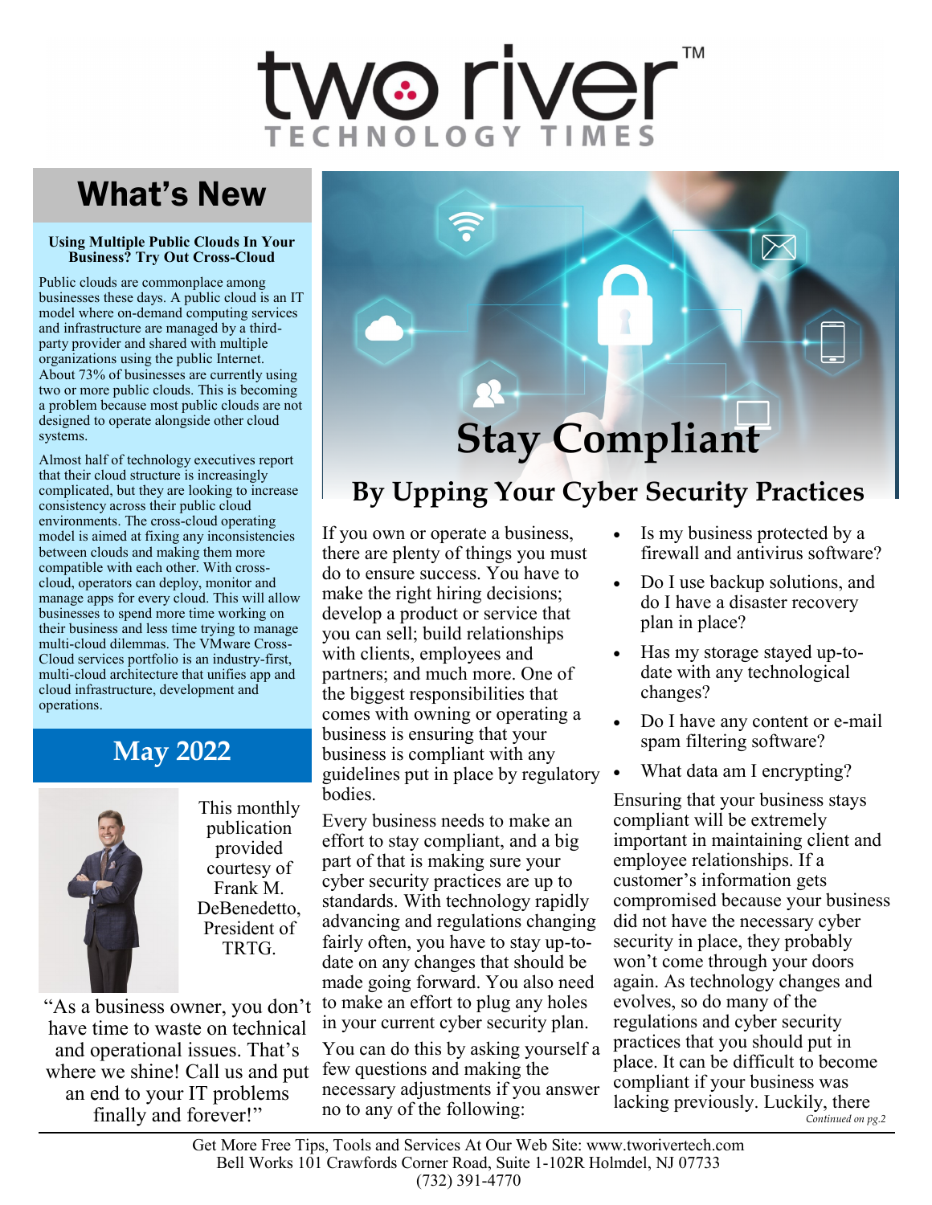# two river™

TECHNOLOGY TIMES

## What's New

### Using Multiple Public Clouds In Your Business? Try Out Cross-Cloud

Public clouds are commonplace among businesses these days. A public cloud is an IT model where on-demand computing services and infrastructure are managed by a third-party provider and shared with multiple organizations using the public Internet. About 73% of businesses are currently using two or more public clouds. This is becoming a problem because most public clouds are not designed to operate alongside other cloud systems.

Almost half of technology executives report that their cloud structure is increasingly complicated, but they are looking to increase consistency across their public cloud environments. The cross-cloud operating model is aimed at fixing any inconsistencies between clouds and making them more compatible with each other. With cross-cloud, operators can deploy, monitor and manage apps for every cloud. This will allow businesses to spend more time working on their business and less time trying to manage multi-cloud dilemmas. The VMware Cross-Cloud services portfolio is an industry-first, multi-cloud architecture that unifies app and cloud infrastructure, development and operations.

## May 2022

This monthly publication provided courtesy of Frank M. DeBenedetto, President of TRTG.

"As a business owner, you don't have time to waste on technical and operational issues. That's where we shine! Call us and put an end to your IT problems finally and forever!"

# Stay Compliant

## By Upping Your Cyber Security Practices

If you own or operate a business, there are plenty of things you must do to ensure success. You have to make the right hiring decisions; develop a product or service that you can sell; build relationships with clients, employees and partners; and much more. One of the biggest responsibilities that comes with owning or operating a business is ensuring that your business is compliant with any guidelines put in place by regulatory bodies.

Every business needs to make an effort to stay compliant, and a big part of that is making sure your cyber security practices are up to standards. With technology rapidly advancing and regulations changing fairly often, you have to stay up-to-date on any changes that should be made going forward. You also need to make an effort to plug any holes in your current cyber security plan.

You can do this by asking yourself a few questions and making the necessary adjustments if you answer no to any of the following:

- Is my business protected by a firewall and antivirus software?
- Do I use backup solutions, and do I have a disaster recovery plan in place?
- Has my storage stayed up-to-date with any technological changes?
- Do I have any content or e-mail spam filtering software?
- What data am I encrypting?

Ensuring that your business stays compliant will be extremely important in maintaining client and employee relationships. If a customer's information gets compromised because your business did not have the necessary cyber security in place, they probably won't come through your doors again. As technology changes and evolves, so do many of the regulations and cyber security practices that you should put in place. It can be difficult to become compliant if your business was lacking previously. Luckily, there

*Continued on pg.2*

Get More Free Tips, Tools and Services At Our Web Site: www.tworivertech.com
Bell Works 101 Crawfords Corner Road, Suite 1-102R Holmdel, NJ 07733
(732) 391-4770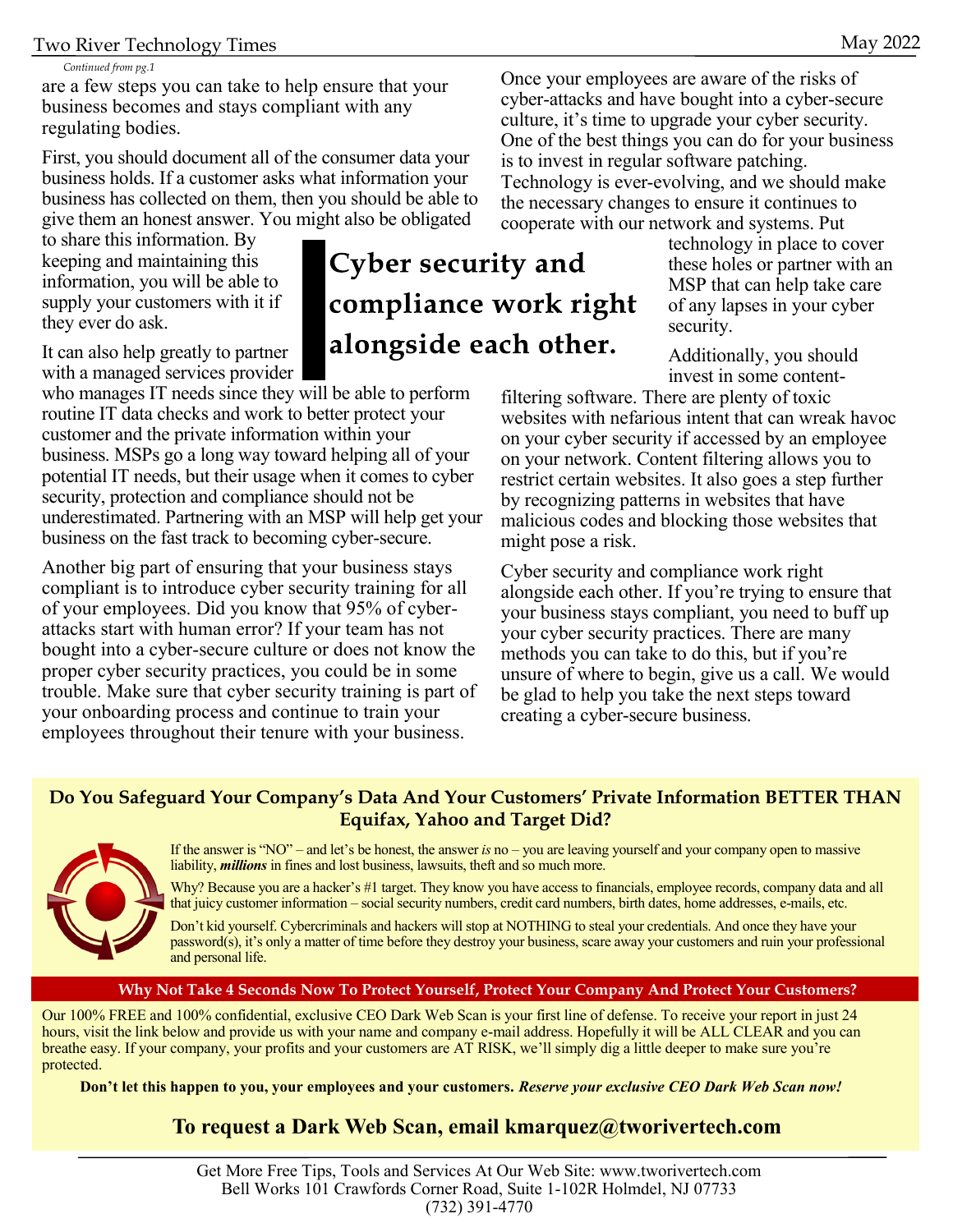*Continued from pg.1*

are a few steps you can take to help ensure that your business becomes and stays compliant with any regulating bodies.

First, you should document all of the consumer data your business holds. If a customer asks what information your business has collected on them, then you should be able to give them an honest answer. You might also be obligated to share this information. By keeping and maintaining this information, you will be able to supply your customers with it if they ever do ask.

It can also help greatly to partner with a managed services provider who manages IT needs since they will be able to perform routine IT data checks and work to better protect your customer and the private information within your business. MSPs go a long way toward helping all of your potential IT needs, but their usage when it comes to cyber security, protection and compliance should not be underestimated. Partnering with an MSP will help get your business on the fast track to becoming cyber-secure.

**Cyber security and compliance work right alongside each other.**

Another big part of ensuring that your business stays compliant is to introduce cyber security training for all of your employees. Did you know that 95% of cyber-attacks start with human error? If your team has not bought into a cyber-secure culture or does not know the proper cyber security practices, you could be in some trouble. Make sure that cyber security training is part of your onboarding process and continue to train your employees throughout their tenure with your business.

Once your employees are aware of the risks of cyber-attacks and have bought into a cyber-secure culture, it's time to upgrade your cyber security. One of the best things you can do for your business is to invest in regular software patching. Technology is ever-evolving, and we should make the necessary changes to ensure it continues to cooperate with our network and systems. Put technology in place to cover these holes or partner with an MSP that can help take care of any lapses in your cyber security.

Additionally, you should invest in some content-filtering software. There are plenty of toxic websites with nefarious intent that can wreak havoc on your cyber security if accessed by an employee on your network. Content filtering allows you to restrict certain websites. It also goes a step further by recognizing patterns in websites that have malicious codes and blocking those websites that might pose a risk.

Cyber security and compliance work right alongside each other. If you're trying to ensure that your business stays compliant, you need to buff up your cyber security practices. There are many methods you can take to do this, but if you're unsure of where to begin, give us a call. We would be glad to help you take the next steps toward creating a cyber-secure business.

## Do You Safeguard Your Company's Data And Your Customers' Private Information BETTER THAN Equifax, Yahoo and Target Did?

If the answer is "NO" – and let's be honest, the answer *is* no – you are leaving yourself and your company open to massive liability, ***millions*** in fines and lost business, lawsuits, theft and so much more.

Why? Because you are a hacker's #1 target. They know you have access to financials, employee records, company data and all that juicy customer information – social security numbers, credit card numbers, birth dates, home addresses, e-mails, etc.

Don't kid yourself. Cybercriminals and hackers will stop at NOTHING to steal your credentials. And once they have your password(s), it's only a matter of time before they destroy your business, scare away your customers and ruin your professional and personal life.

**Why Not Take 4 Seconds Now To Protect Yourself, Protect Your Company And Protect Your Customers?**

Our 100% FREE and 100% confidential, exclusive CEO Dark Web Scan is your first line of defense. To receive your report in just 24 hours, visit the link below and provide us with your name and company e-mail address. Hopefully it will be ALL CLEAR and you can breathe easy. If your company, your profits and your customers are AT RISK, we'll simply dig a little deeper to make sure you're protected.

**Don't let this happen to you, your employees and your customers.** ***Reserve your exclusive CEO Dark Web Scan now!***

### To request a Dark Web Scan, email kmarquez@tworivertech.com

Get More Free Tips, Tools and Services At Our Web Site: www.tworivertech.com
Bell Works 101 Crawfords Corner Road, Suite 1-102R Holmdel, NJ 07733
(732) 391-4770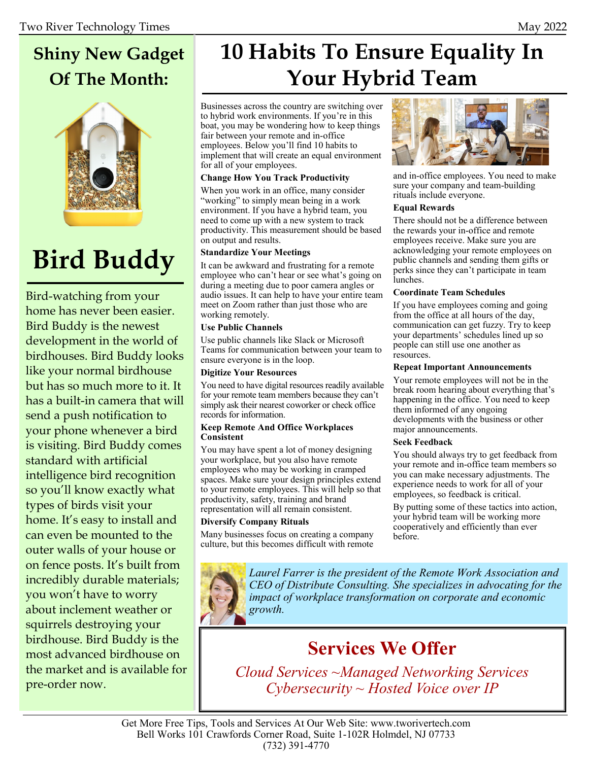## Shiny New Gadget Of The Month:

# Bird Buddy

Bird-watching from your home has never been easier. Bird Buddy is the newest development in the world of birdhouses. Bird Buddy looks like your normal birdhouse but has so much more to it. It has a built-in camera that will send a push notification to your phone whenever a bird is visiting. Bird Buddy comes standard with artificial intelligence bird recognition so you'll know exactly what types of birds visit your home. It's easy to install and can even be mounted to the outer walls of your house or on fence posts. It's built from incredibly durable materials; you won't have to worry about inclement weather or squirrels destroying your birdhouse. Bird Buddy is the most advanced birdhouse on the market and is available for pre-order now.

# 10 Habits To Ensure Equality In Your Hybrid Team

Businesses across the country are switching over to hybrid work environments. If you're in this boat, you may be wondering how to keep things fair between your remote and in-office employees. Below you'll find 10 habits to implement that will create an equal environment for all of your employees.

**Change How You Track Productivity**

When you work in an office, many consider "working" to simply mean being in a work environment. If you have a hybrid team, you need to come up with a new system to track productivity. This measurement should be based on output and results.

**Standardize Your Meetings**

It can be awkward and frustrating for a remote employee who can't hear or see what's going on during a meeting due to poor camera angles or audio issues. It can help to have your entire team meet on Zoom rather than just those who are working remotely.

**Use Public Channels**

Use public channels like Slack or Microsoft Teams for communication between your team to ensure everyone is in the loop.

**Digitize Your Resources**

You need to have digital resources readily available for your remote team members because they can't simply ask their nearest coworker or check office records for information.

**Keep Remote And Office Workplaces Consistent**

You may have spent a lot of money designing your workplace, but you also have remote employees who may be working in cramped spaces. Make sure your design principles extend to your remote employees. This will help so that productivity, safety, training and brand representation will all remain consistent.

**Diversify Company Rituals**

Many businesses focus on creating a company culture, but this becomes difficult with remote and in-office employees. You need to make sure your company and team-building rituals include everyone.

**Equal Rewards**

There should not be a difference between the rewards your in-office and remote employees receive. Make sure you are acknowledging your remote employees on public channels and sending them gifts or perks since they can't participate in team lunches.

**Coordinate Team Schedules**

If you have employees coming and going from the office at all hours of the day, communication can get fuzzy. Try to keep your departments' schedules lined up so people can still use one another as resources.

**Repeat Important Announcements**

Your remote employees will not be in the break room hearing about everything that's happening in the office. You need to keep them informed of any ongoing developments with the business or other major announcements.

**Seek Feedback**

You should always try to get feedback from your remote and in-office team members so you can make necessary adjustments. The experience needs to work for all of your employees, so feedback is critical.

By putting some of these tactics into action, your hybrid team will be working more cooperatively and efficiently than ever before.

*Laurel Farrer is the president of the Remote Work Association and CEO of Distribute Consulting. She specializes in advocating for the impact of workplace transformation on corporate and economic growth.*

## Services We Offer

*Cloud Services ~Managed Networking Services*
*Cybersecurity ~ Hosted Voice over IP*

Get More Free Tips, Tools and Services At Our Web Site: www.tworivertech.com
Bell Works 101 Crawfords Corner Road, Suite 1-102R Holmdel, NJ 07733
(732) 391-4770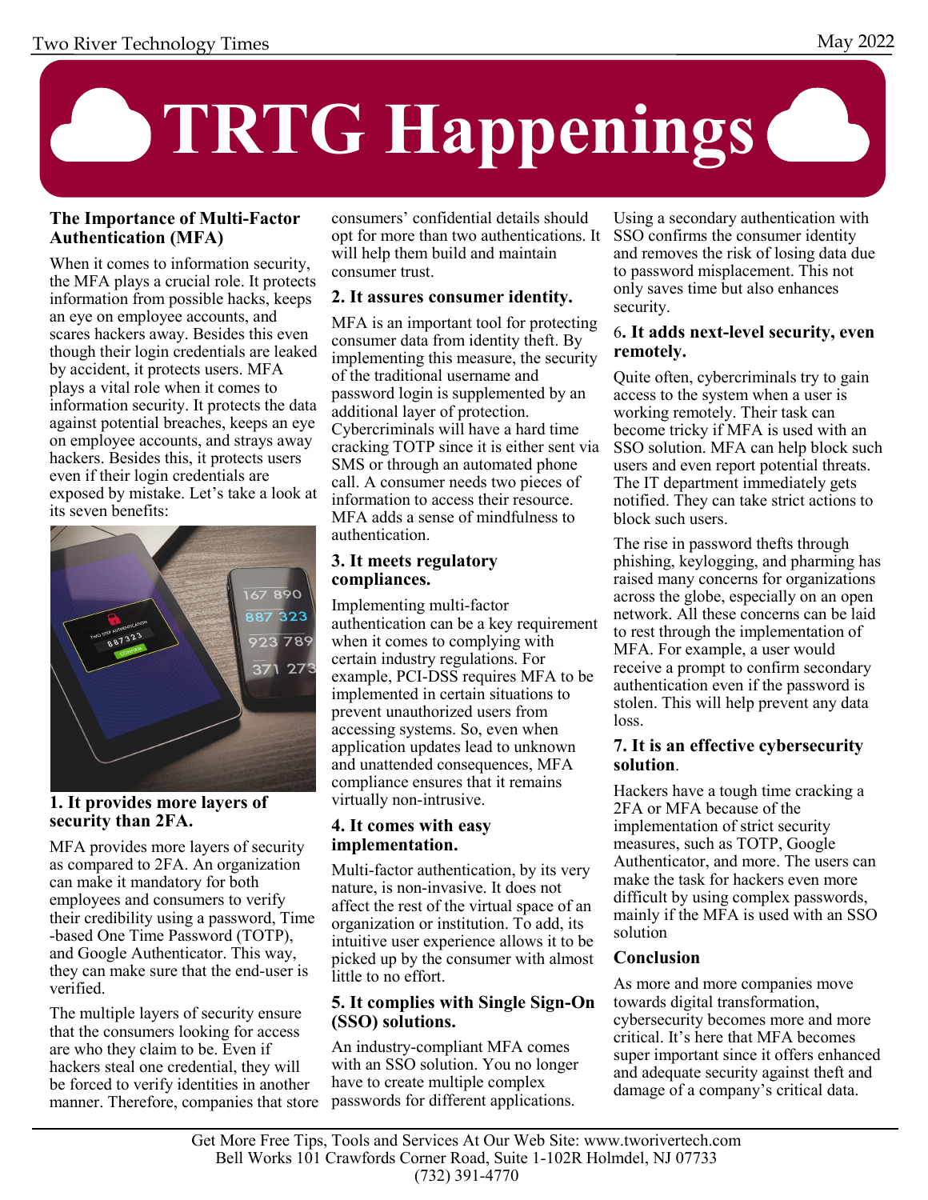# TRTG Happenings

## The Importance of Multi-Factor Authentication (MFA)

When it comes to information security, the MFA plays a crucial role. It protects information from possible hacks, keeps an eye on employee accounts, and scares hackers away. Besides this even though their login credentials are leaked by accident, it protects users. MFA plays a vital role when it comes to information security. It protects the data against potential breaches, keeps an eye on employee accounts, and strays away hackers. Besides this, it protects users even if their login credentials are exposed by mistake. Let's take a look at its seven benefits:

### 1. It provides more layers of security than 2FA.

MFA provides more layers of security as compared to 2FA. An organization can make it mandatory for both employees and consumers to verify their credibility using a password, Time -based One Time Password (TOTP), and Google Authenticator. This way, they can make sure that the end-user is verified.

The multiple layers of security ensure that the consumers looking for access are who they claim to be. Even if hackers steal one credential, they will be forced to verify identities in another manner. Therefore, companies that store consumers' confidential details should opt for more than two authentications. It will help them build and maintain consumer trust.

### 2. It assures consumer identity.

MFA is an important tool for protecting consumer data from identity theft. By implementing this measure, the security of the traditional username and password login is supplemented by an additional layer of protection. Cybercriminals will have a hard time cracking TOTP since it is either sent via SMS or through an automated phone call. A consumer needs two pieces of information to access their resource. MFA adds a sense of mindfulness to authentication.

### 3. It meets regulatory compliances.

Implementing multi-factor authentication can be a key requirement when it comes to complying with certain industry regulations. For example, PCI-DSS requires MFA to be implemented in certain situations to prevent unauthorized users from accessing systems. So, even when application updates lead to unknown and unattended consequences, MFA compliance ensures that it remains virtually non-intrusive.

### 4. It comes with easy implementation.

Multi-factor authentication, by its very nature, is non-invasive. It does not affect the rest of the virtual space of an organization or institution. To add, its intuitive user experience allows it to be picked up by the consumer with almost little to no effort.

### 5. It complies with Single Sign-On (SSO) solutions.

An industry-compliant MFA comes with an SSO solution. You no longer have to create multiple complex passwords for different applications. Using a secondary authentication with SSO confirms the consumer identity and removes the risk of losing data due to password misplacement. This not only saves time but also enhances security.

### 6. It adds next-level security, even remotely.

Quite often, cybercriminals try to gain access to the system when a user is working remotely. Their task can become tricky if MFA is used with an SSO solution. MFA can help block such users and even report potential threats. The IT department immediately gets notified. They can take strict actions to block such users.

The rise in password thefts through phishing, keylogging, and pharming has raised many concerns for organizations across the globe, especially on an open network. All these concerns can be laid to rest through the implementation of MFA. For example, a user would receive a prompt to confirm secondary authentication even if the password is stolen. This will help prevent any data loss.

### 7. It is an effective cybersecurity solution.

Hackers have a tough time cracking a 2FA or MFA because of the implementation of strict security measures, such as TOTP, Google Authenticator, and more. The users can make the task for hackers even more difficult by using complex passwords, mainly if the MFA is used with an SSO solution

### Conclusion

As more and more companies move towards digital transformation, cybersecurity becomes more and more critical. It's here that MFA becomes super important since it offers enhanced and adequate security against theft and damage of a company's critical data.

Get More Free Tips, Tools and Services At Our Web Site: www.tworivertech.com
Bell Works 101 Crawfords Corner Road, Suite 1-102R Holmdel, NJ 07733
(732) 391-4770